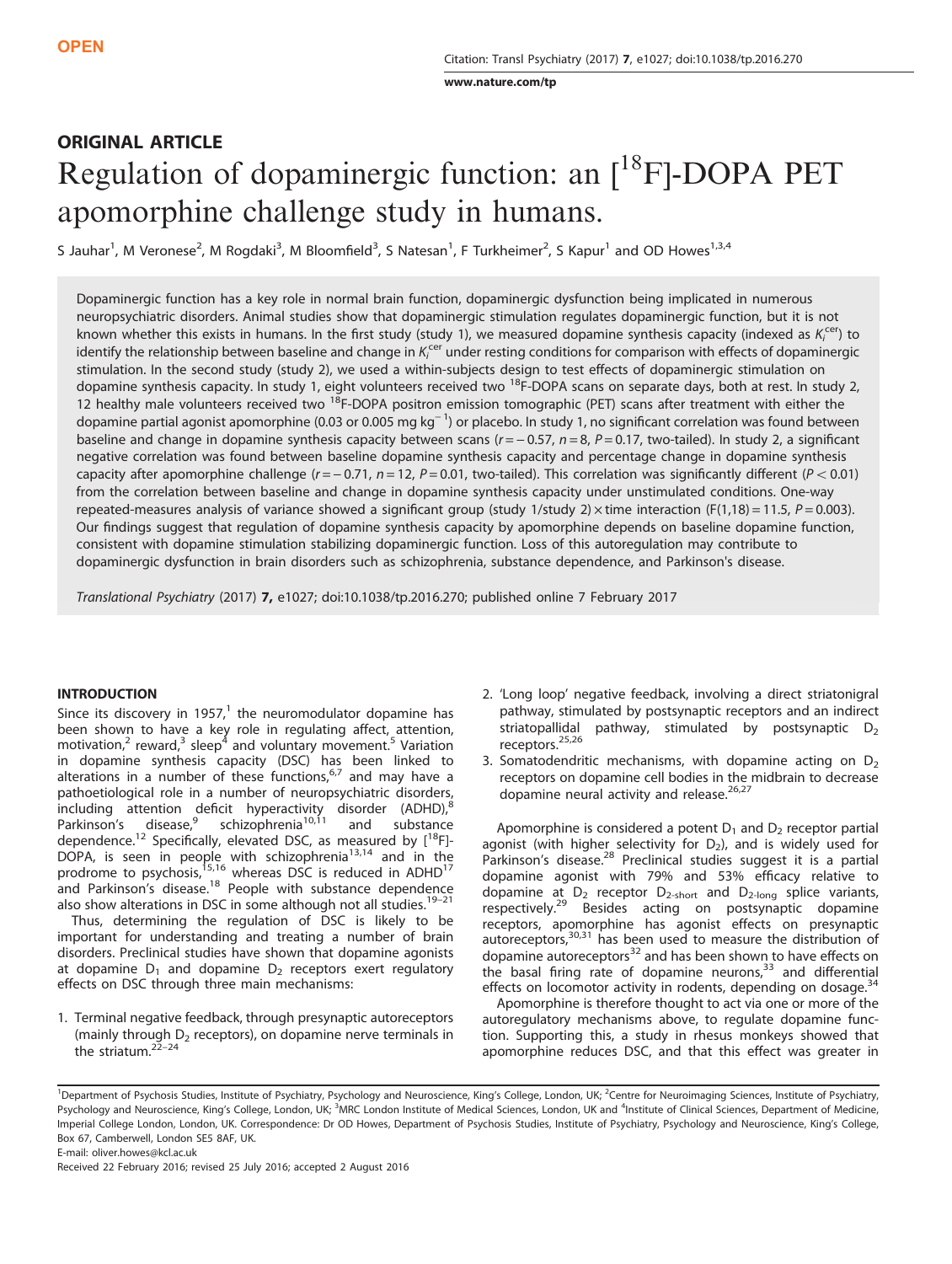**OPEN**

# ORIGINAL ARTICLE

# Regulation of dopaminergic function: an [$^{18}$F]-DOPA PET apomorphine challenge study in humans.

S Jauhar[1], M Veronese[2], M Rogdaki[3], M Bloomfield[3], S Natesan[1], F Turkheimer[2], S Kapur[1] and OD Howes[1,3,4]

Dopaminergic function has a key role in normal brain function, dopaminergic dysfunction being implicated in numerous neuropsychiatric disorders. Animal studies show that dopaminergic stimulation regulates dopaminergic function, but it is not known whether this exists in humans. In the first study (study 1), we measured dopamine synthesis capacity (indexed as $K_i^{cer}$) to identify the relationship between baseline and change in $K_i^{cer}$ under resting conditions for comparison with effects of dopaminergic stimulation. In the second study (study 2), we used a within-subjects design to test effects of dopaminergic stimulation on dopamine synthesis capacity. In study 1, eight volunteers received two $^{18}$F-DOPA scans on separate days, both at rest. In study 2, 12 healthy male volunteers received two $^{18}$F-DOPA positron emission tomographic (PET) scans after treatment with either the dopamine partial agonist apomorphine (0.03 or 0.005 mg kg$^{-1}$) or placebo. In study 1, no significant correlation was found between baseline and change in dopamine synthesis capacity between scans ($r = -0.57$, $n = 8$, $P = 0.17$, two-tailed). In study 2, a significant negative correlation was found between baseline dopamine synthesis capacity and percentage change in dopamine synthesis capacity after apomorphine challenge ($r = -0.71$, $n = 12$, $P = 0.01$, two-tailed). This correlation was significantly different ($P < 0.01$) from the correlation between baseline and change in dopamine synthesis capacity under unstimulated conditions. One-way repeated-measures analysis of variance showed a significant group (study 1/study 2) × time interaction ($F(1,18) = 11.5$, $P = 0.003$). Our findings suggest that regulation of dopamine synthesis capacity by apomorphine depends on baseline dopamine function, consistent with dopamine stimulation stabilizing dopaminergic function. Loss of this autoregulation may contribute to dopaminergic dysfunction in brain disorders such as schizophrenia, substance dependence, and Parkinson's disease.

*Translational Psychiatry* (2017) **7**, e1027; doi:10.1038/tp.2016.270; published online 7 February 2017

## INTRODUCTION

Since its discovery in 1957,[1] the neuromodulator dopamine has been shown to have a key role in regulating affect, attention, motivation,[2] reward,[3] sleep[4] and voluntary movement.[5] Variation in dopamine synthesis capacity (DSC) has been linked to alterations in a number of these functions,[6,7] and may have a pathoetiological role in a number of neuropsychiatric disorders, including attention deficit hyperactivity disorder (ADHD),[8] Parkinson's disease,[9] schizophrenia[10,11] and substance dependence.[12] Specifically, elevated DSC, as measured by [$^{18}$F]-DOPA, is seen in people with schizophrenia[13,14] and in the prodrome to psychosis,[15,16] whereas DSC is reduced in ADHD[17] and Parkinson's disease.[18] People with substance dependence also show alterations in DSC in some although not all studies.[19–21]

Thus, determining the regulation of DSC is likely to be important for understanding and treating a number of brain disorders. Preclinical studies have shown that dopamine agonists at dopamine $D_1$ and dopamine $D_2$ receptors exert regulatory effects on DSC through three main mechanisms:

1. Terminal negative feedback, through presynaptic autoreceptors (mainly through $D_2$ receptors), on dopamine nerve terminals in the striatum.[22–24]
2. 'Long loop' negative feedback, involving a direct striatonigral pathway, stimulated by postsynaptic receptors and an indirect striatopallidal pathway, stimulated by postsynaptic $D_2$ receptors.[25,26]
3. Somatodendritic mechanisms, with dopamine acting on $D_2$ receptors on dopamine cell bodies in the midbrain to decrease dopamine neural activity and release.[26,27]

Apomorphine is considered a potent $D_1$ and $D_2$ receptor partial agonist (with higher selectivity for $D_2$), and is widely used for Parkinson's disease.[28] Preclinical studies suggest it is a partial dopamine agonist with 79% and 53% efficacy relative to dopamine at $D_2$ receptor $D_{2\text{-short}}$ and $D_{2\text{-long}}$ splice variants, respectively.[29] Besides acting on postsynaptic dopamine receptors, apomorphine has agonist effects on presynaptic autoreceptors,[30,31] has been used to measure the distribution of dopamine autoreceptors[32] and has been shown to have effects on the basal firing rate of dopamine neurons,[33] and differential effects on locomotor activity in rodents, depending on dosage.[34]

Apomorphine is therefore thought to act via one or more of the autoregulatory mechanisms above, to regulate dopamine function. Supporting this, a study in rhesus monkeys showed that apomorphine reduces DSC, and that this effect was greater in

[1]Department of Psychosis Studies, Institute of Psychiatry, Psychology and Neuroscience, King's College, London, UK; [2]Centre for Neuroimaging Sciences, Institute of Psychiatry, Psychology and Neuroscience, King's College, London, UK; [3]MRC London Institute of Medical Sciences, London, UK and [4]Institute of Clinical Sciences, Department of Medicine, Imperial College London, London, UK. Correspondence: Dr OD Howes, Department of Psychosis Studies, Institute of Psychiatry, Psychology and Neuroscience, King's College, Box 67, Camberwell, London SE5 8AF, UK.
E-mail: oliver.howes@kcl.ac.uk
Received 22 February 2016; revised 25 July 2016; accepted 2 August 2016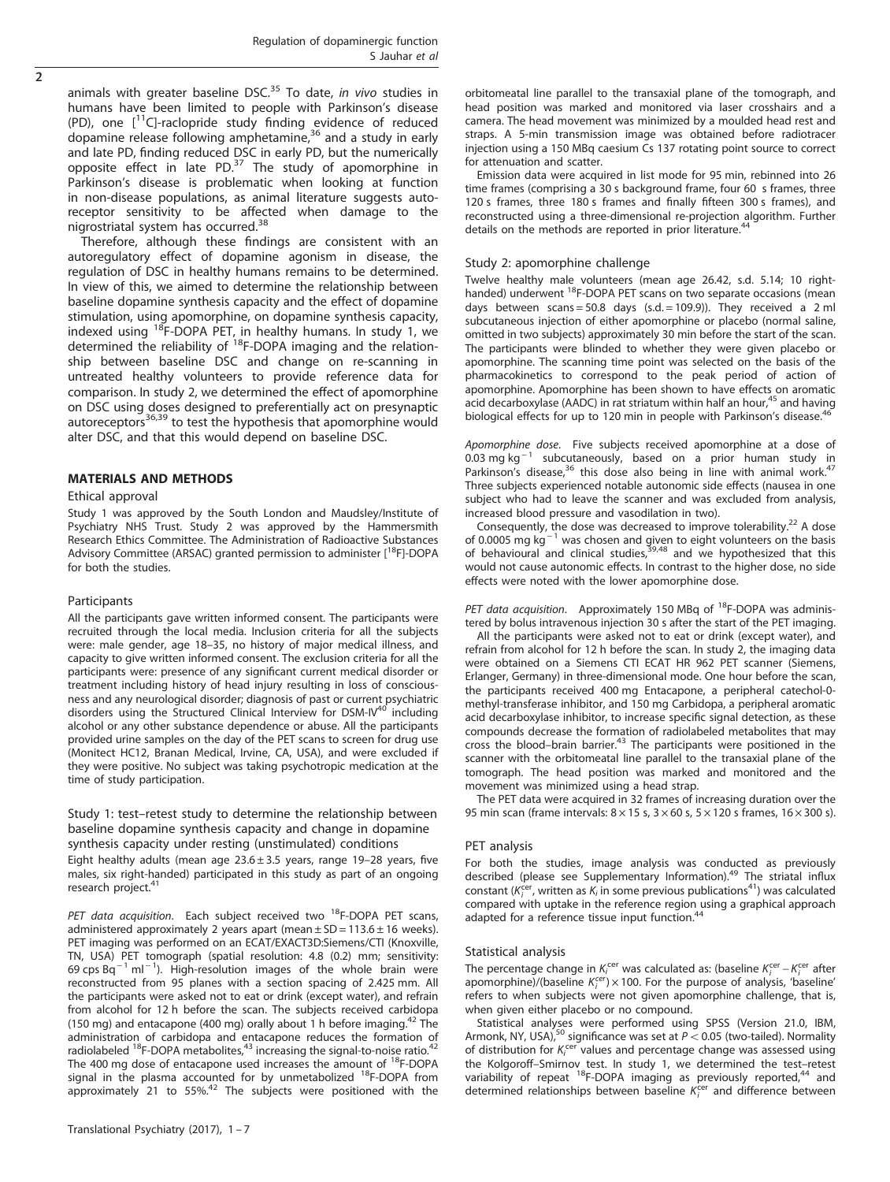animals with greater baseline DSC.[35] To date, *in vivo* studies in humans have been limited to people with Parkinson's disease (PD), one [$^{11}$C]-raclopride study finding evidence of reduced dopamine release following amphetamine,[36] and a study in early and late PD, finding reduced DSC in early PD, but the numerically opposite effect in late PD.[37] The study of apomorphine in Parkinson's disease is problematic when looking at function in non-disease populations, as animal literature suggests autoreceptor sensitivity to be affected when damage to the nigrostriatal system has occurred.[38]

Therefore, although these findings are consistent with an autoregulatory effect of dopamine agonism in disease, the regulation of DSC in healthy humans remains to be determined. In view of this, we aimed to determine the relationship between baseline dopamine synthesis capacity and the effect of dopamine stimulation, using apomorphine, on dopamine synthesis capacity, indexed using $^{18}$F-DOPA PET, in healthy humans. In study 1, we determined the reliability of $^{18}$F-DOPA imaging and the relationship between baseline DSC and change on re-scanning in untreated healthy volunteers to provide reference data for comparison. In study 2, we determined the effect of apomorphine on DSC using doses designed to preferentially act on presynaptic autoreceptors[36,39] to test the hypothesis that apomorphine would alter DSC, and that this would depend on baseline DSC.

## MATERIALS AND METHODS

### Ethical approval

Study 1 was approved by the South London and Maudsley/Institute of Psychiatry NHS Trust. Study 2 was approved by the Hammersmith Research Ethics Committee. The Administration of Radioactive Substances Advisory Committee (ARSAC) granted permission to administer [$^{18}$F]-DOPA for both the studies.

### Participants

All the participants gave written informed consent. The participants were recruited through the local media. Inclusion criteria for all the subjects were: male gender, age 18–35, no history of major medical illness, and capacity to give written informed consent. The exclusion criteria for all the participants were: presence of any significant current medical disorder or treatment including history of head injury resulting in loss of consciousness and any neurological disorder; diagnosis of past or current psychiatric disorders using the Structured Clinical Interview for DSM-IV[40] including alcohol or any other substance dependence or abuse. All the participants provided urine samples on the day of the PET scans to screen for drug use (Monitect HC12, Branan Medical, Irvine, CA, USA), and were excluded if they were positive. No subject was taking psychotropic medication at the time of study participation.

### Study 1: test–retest study to determine the relationship between baseline dopamine synthesis capacity and change in dopamine synthesis capacity under resting (unstimulated) conditions

Eight healthy adults (mean age 23.6 ± 3.5 years, range 19–28 years, five males, six right-handed) participated in this study as part of an ongoing research project.[41]

*PET data acquisition*. Each subject received two $^{18}$F-DOPA PET scans, administered approximately 2 years apart (mean ± SD = 113.6 ± 16 weeks). PET imaging was performed on an ECAT/EXACT3D:Siemens/CTI (Knoxville, TN, USA) PET tomograph (spatial resolution: 4.8 (0.2) mm; sensitivity: 69 cps Bq$^{-1}$ ml$^{-1}$). High-resolution images of the whole brain were reconstructed from 95 planes with a section spacing of 2.425 mm. All the participants were asked not to eat or drink (except water), and refrain from alcohol for 12 h before the scan. The subjects received carbidopa (150 mg) and entacapone (400 mg) orally about 1 h before imaging.[42] The administration of carbidopa and entacapone reduces the formation of radiolabeled $^{18}$F-DOPA metabolites,[43] increasing the signal-to-noise ratio.[42] The 400 mg dose of entacapone used increases the amount of $^{18}$F-DOPA signal in the plasma accounted for by unmetabolized $^{18}$F-DOPA from approximately 21 to 55%.[42] The subjects were positioned with the orbitomeatal line parallel to the transaxial plane of the tomograph, and head position was marked and monitored via laser crosshairs and a camera. The head movement was minimized by a moulded head rest and straps. A 5-min transmission image was obtained before radiotracer injection using a 150 MBq caesium Cs 137 rotating point source to correct for attenuation and scatter.

Emission data were acquired in list mode for 95 min, rebinned into 26 time frames (comprising a 30 s background frame, four 60 s frames, three 120 s frames, three 180 s frames and finally fifteen 300 s frames), and reconstructed using a three-dimensional re-projection algorithm. Further details on the methods are reported in prior literature.[44]

### Study 2: apomorphine challenge

Twelve healthy male volunteers (mean age 26.42, s.d. 5.14; 10 right-handed) underwent $^{18}$F-DOPA PET scans on two separate occasions (mean days between scans = 50.8 days (s.d. = 109.9)). They received a 2 ml subcutaneous injection of either apomorphine or placebo (normal saline, omitted in two subjects) approximately 30 min before the start of the scan. The participants were blinded to whether they were given placebo or apomorphine. The scanning time point was selected on the basis of the pharmacokinetics to correspond to the peak period of action of apomorphine. Apomorphine has been shown to have effects on aromatic acid decarboxylase (AADC) in rat striatum within half an hour,[45] and having biological effects for up to 120 min in people with Parkinson's disease.[46]

*Apomorphine dose*. Five subjects received apomorphine at a dose of 0.03 mg kg$^{-1}$ subcutaneously, based on a prior human study in Parkinson's disease,[36] this dose also being in line with animal work.[47] Three subjects experienced notable autonomic side effects (nausea in one subject who had to leave the scanner and was excluded from analysis, increased blood pressure and vasodilation in two).

Consequently, the dose was decreased to improve tolerability.[22] A dose of 0.0005 mg kg$^{-1}$ was chosen and given to eight volunteers on the basis of behavioural and clinical studies,[39,48] and we hypothesized that this would not cause autonomic effects. In contrast to the higher dose, no side effects were noted with the lower apomorphine dose.

*PET data acquisition*. Approximately 150 MBq of $^{18}$F-DOPA was administered by bolus intravenous injection 30 s after the start of the PET imaging.

All the participants were asked not to eat or drink (except water), and refrain from alcohol for 12 h before the scan. In study 2, the imaging data were obtained on a Siemens CTI ECAT HR 962 PET scanner (Siemens, Erlanger, Germany) in three-dimensional mode. One hour before the scan, the participants received 400 mg Entacapone, a peripheral catechol-0-methyl-transferase inhibitor, and 150 mg Carbidopa, a peripheral aromatic acid decarboxylase inhibitor, to increase specific signal detection, as these compounds decrease the formation of radiolabeled metabolites that may cross the blood–brain barrier.[43] The participants were positioned in the scanner with the orbitomeatal line parallel to the transaxial plane of the tomograph. The head position was marked and monitored and the movement was minimized using a head strap.

The PET data were acquired in 32 frames of increasing duration over the 95 min scan (frame intervals: 8 × 15 s, 3 × 60 s, 5 × 120 s frames, 16 × 300 s).

### PET analysis

For both the studies, image analysis was conducted as previously described (please see Supplementary Information).[49] The striatal influx constant ($K_i^{cer}$, written as $K_i$ in some previous publications[41]) was calculated compared with uptake in the reference region using a graphical approach adapted for a reference tissue input function.[44]

### Statistical analysis

The percentage change in $K_i^{cer}$ was calculated as: (baseline $K_i^{cer} - K_i^{cer}$ after apomorphine)/(baseline $K_i^{cer}$) × 100. For the purpose of analysis, 'baseline' refers to when subjects were not given apomorphine challenge, that is, when given either placebo or no compound.

Statistical analyses were performed using SPSS (Version 21.0, IBM, Armonk, NY, USA),[50] significance was set at $P < 0.05$ (two-tailed). Normality of distribution for $K_i^{cer}$ values and percentage change was assessed using the Kolgoroff–Smirnov test. In study 1, we determined the test–retest variability of repeat $^{18}$F-DOPA imaging as previously reported,[44] and determined relationships between baseline $K_i^{cer}$ and difference between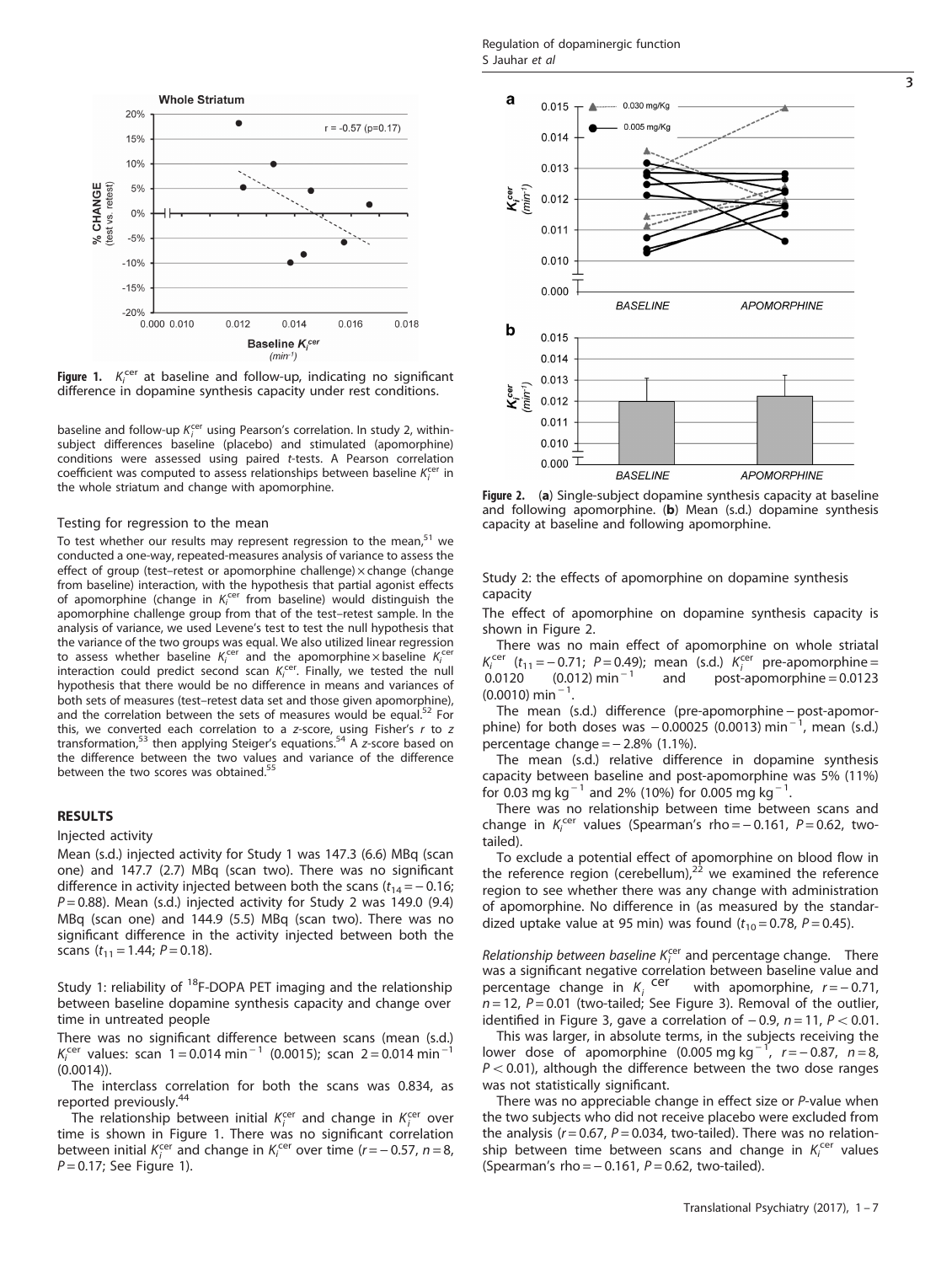Figure 1. $K_i^{cer}$ at baseline and follow-up, indicating no significant difference in dopamine synthesis capacity under rest conditions.

baseline and follow-up $K_i^{cer}$ using Pearson's correlation. In study 2, within-subject differences baseline (placebo) and stimulated (apomorphine) conditions were assessed using paired t-tests. A Pearson correlation coefficient was computed to assess relationships between baseline $K_i^{cer}$ in the whole striatum and change with apomorphine.

### Testing for regression to the mean

To test whether our results may represent regression to the mean,[51] we conducted a one-way, repeated-measures analysis of variance to assess the effect of group (test–retest or apomorphine challenge) × change (change from baseline) interaction, with the hypothesis that partial agonist effects of apomorphine (change in $K_i^{cer}$ from baseline) would distinguish the apomorphine challenge group from that of the test–retest sample. In the analysis of variance, we used Levene's test to test the null hypothesis that the variance of the two groups was equal. We also utilized linear regression to assess whether baseline $K_i^{cer}$ and the apomorphine × baseline $K_i^{cer}$ interaction could predict second scan $K_i^{cer}$. Finally, we tested the null hypothesis that there would be no difference in means and variances of both sets of measures (test–retest data set and those given apomorphine), and the correlation between the sets of measures would be equal.[52] For this, we converted each correlation to a z-score, using Fisher's r to z transformation,[53] then applying Steiger's equations.[54] A z-score based on the difference between the two values and variance of the difference between the two scores was obtained.[55]

## RESULTS

### Injected activity

Mean (s.d.) injected activity for Study 1 was 147.3 (6.6) MBq (scan one) and 147.7 (2.7) MBq (scan two). There was no significant difference in activity injected between both the scans ($t_{14} = -0.16$; $P = 0.88$). Mean (s.d.) injected activity for Study 2 was 149.0 (9.4) MBq (scan one) and 144.9 (5.5) MBq (scan two). There was no significant difference in the activity injected between both the scans ($t_{11} = 1.44$; $P = 0.18$).

### Study 1: reliability of $^{18}$F-DOPA PET imaging and the relationship between baseline dopamine synthesis capacity and change over time in untreated people

There was no significant difference between scans (mean (s.d.) $K_i^{cer}$ values: scan 1 = 0.014 $min^{-1}$ (0.0015); scan 2 = 0.014 $min^{-1}$ (0.0014)).

The interclass correlation for both the scans was 0.834, as reported previously.[44]

The relationship between initial $K_i^{cer}$ and change in $K_i^{cer}$ over time is shown in Figure 1. There was no significant correlation between initial $K_i^{cer}$ and change in $K_i^{cer}$ over time ($r = -0.57$, $n = 8$, $P = 0.17$; See Figure 1).

Figure 2. (**a**) Single-subject dopamine synthesis capacity at baseline and following apomorphine. (**b**) Mean (s.d.) dopamine synthesis capacity at baseline and following apomorphine.

### Study 2: the effects of apomorphine on dopamine synthesis capacity

The effect of apomorphine on dopamine synthesis capacity is shown in Figure 2.

There was no main effect of apomorphine on whole striatal $K_i^{cer}$ ($t_{11} = -0.71$; $P = 0.49$); mean (s.d.) $K_i^{cer}$ pre-apomorphine = 0.0120 (0.012) $min^{-1}$ and post-apomorphine = 0.0123 (0.0010) $min^{-1}$.

The mean (s.d.) difference (pre-apomorphine − post-apomorphine) for both doses was −0.00025 (0.0013) $min^{-1}$, mean (s.d.) percentage change = −2.8% (1.1%).

The mean (s.d.) relative difference in dopamine synthesis capacity between baseline and post-apomorphine was 5% (11%) for 0.03 mg $kg^{-1}$ and 2% (10%) for 0.005 mg $kg^{-1}$.

There was no relationship between time between scans and change in $K_i^{cer}$ values (Spearman's rho = −0.161, $P = 0.62$, two-tailed).

To exclude a potential effect of apomorphine on blood flow in the reference region (cerebellum),[22] we examined the reference region to see whether there was any change with administration of apomorphine. No difference in (as measured by the standardized uptake value at 95 min) was found ($t_{10} = 0.78$, $P = 0.45$).

*Relationship between baseline $K_i^{cer}$ and percentage change.* There was a significant negative correlation between baseline value and percentage change in $K_i^{cer}$ with apomorphine, $r = -0.71$, $n = 12$, $P = 0.01$ (two-tailed; See Figure 3). Removal of the outlier, identified in Figure 3, gave a correlation of −0.9, $n = 11$, $P < 0.01$.

This was larger, in absolute terms, in the subjects receiving the lower dose of apomorphine (0.005 mg $kg^{-1}$, $r = -0.87$, $n = 8$, $P < 0.01$), although the difference between the two dose ranges was not statistically significant.

There was no appreciable change in effect size or P-value when the two subjects who did not receive placebo were excluded from the analysis ($r = 0.67$, $P = 0.034$, two-tailed). There was no relationship between time between scans and change in $K_i^{cer}$ values (Spearman's rho = −0.161, $P = 0.62$, two-tailed).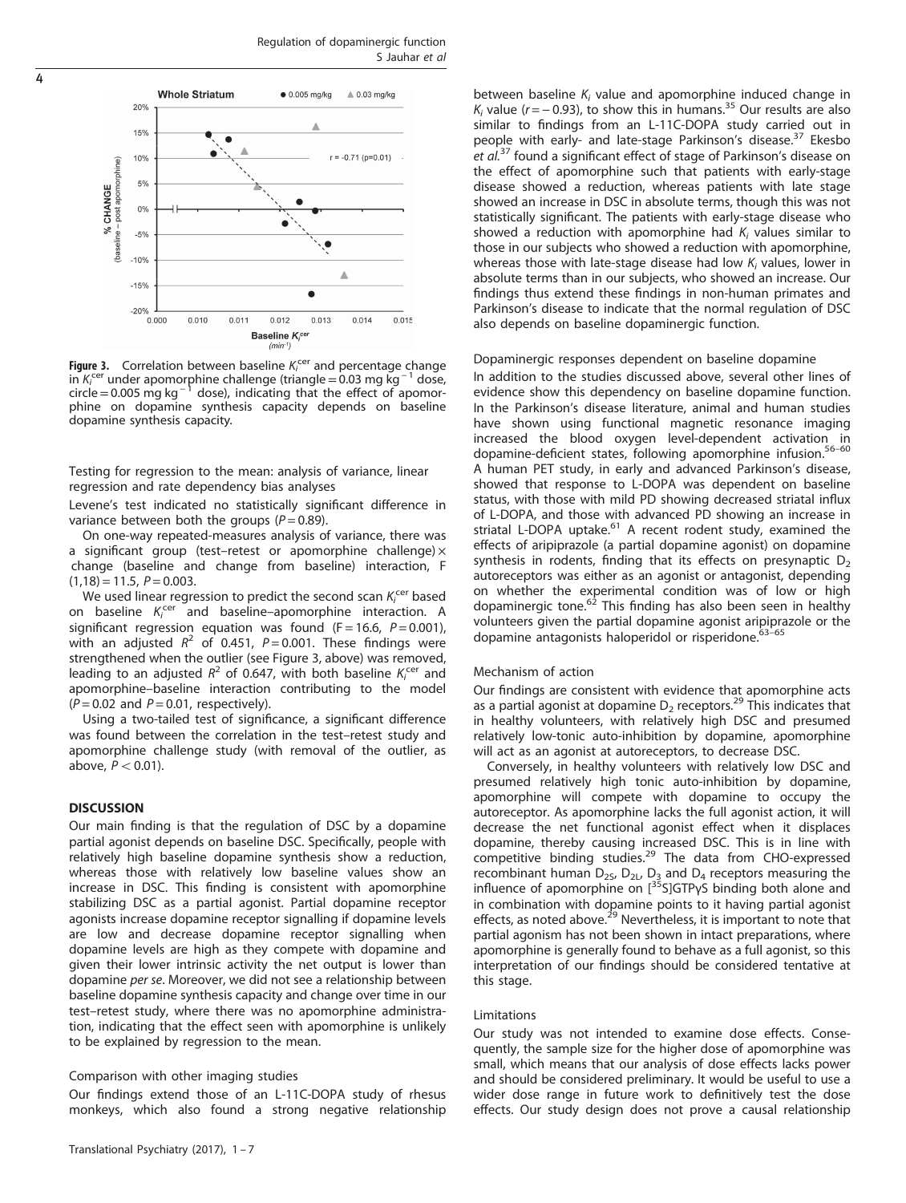**Figure 3.** Correlation between baseline $K_i^{cer}$ and percentage change in $K_i^{cer}$ under apomorphine challenge (triangle = 0.03 mg kg$^{-1}$ dose, circle = 0.005 mg kg$^{-1}$ dose), indicating that the effect of apomorphine on dopamine synthesis capacity depends on baseline dopamine synthesis capacity.

Testing for regression to the mean: analysis of variance, linear regression and rate dependency bias analyses

Levene's test indicated no statistically significant difference in variance between both the groups ($P = 0.89$).

On one-way repeated-measures analysis of variance, there was a significant group (test–retest or apomorphine challenge) × change (baseline and change from baseline) interaction, F $(1,18) = 11.5$, $P = 0.003$.

We used linear regression to predict the second scan $K_i^{cer}$ based on baseline $K_i^{cer}$ and baseline–apomorphine interaction. A significant regression equation was found ($F = 16.6$, $P = 0.001$), with an adjusted $R^2$ of 0.451, $P = 0.001$. These findings were strengthened when the outlier (see Figure 3, above) was removed, leading to an adjusted $R^2$ of 0.647, with both baseline $K_i^{cer}$ and apomorphine–baseline interaction contributing to the model ($P = 0.02$ and $P = 0.01$, respectively).

Using a two-tailed test of significance, a significant difference was found between the correlation in the test–retest study and apomorphine challenge study (with removal of the outlier, as above, $P < 0.01$).

## DISCUSSION

Our main finding is that the regulation of DSC by a dopamine partial agonist depends on baseline DSC. Specifically, people with relatively high baseline dopamine synthesis show a reduction, whereas those with relatively low baseline values show an increase in DSC. This finding is consistent with apomorphine stabilizing DSC as a partial agonist. Partial dopamine receptor agonists increase dopamine receptor signalling if dopamine levels are low and decrease dopamine receptor signalling when dopamine levels are high as they compete with dopamine and given their lower intrinsic activity the net output is lower than dopamine *per se*. Moreover, we did not see a relationship between baseline dopamine synthesis capacity and change over time in our test–retest study, where there was no apomorphine administration, indicating that the effect seen with apomorphine is unlikely to be explained by regression to the mean.

### Comparison with other imaging studies

Our findings extend those of an L-11C-DOPA study of rhesus monkeys, which also found a strong negative relationship between baseline $K_i$ value and apomorphine induced change in $K_i$ value ($r = -0.93$), to show this in humans.[35] Our results are also similar to findings from an L-11C-DOPA study carried out in people with early- and late-stage Parkinson's disease.[37] Ekesbo *et al.*[37] found a significant effect of stage of Parkinson's disease on the effect of apomorphine such that patients with early-stage disease showed a reduction, whereas patients with late stage showed an increase in DSC in absolute terms, though this was not statistically significant. The patients with early-stage disease who showed a reduction with apomorphine had $K_i$ values similar to those in our subjects who showed a reduction with apomorphine, whereas those with late-stage disease had low $K_i$ values, lower in absolute terms than in our subjects, who showed an increase. Our findings thus extend these findings in non-human primates and Parkinson's disease to indicate that the normal regulation of DSC also depends on baseline dopaminergic function.

### Dopaminergic responses dependent on baseline dopamine

In addition to the studies discussed above, several other lines of evidence show this dependency on baseline dopamine function. In the Parkinson's disease literature, animal and human studies have shown using functional magnetic resonance imaging increased the blood oxygen level-dependent activation in dopamine-deficient states, following apomorphine infusion.[56–60] A human PET study, in early and advanced Parkinson's disease, showed that response to L-DOPA was dependent on baseline status, with those with mild PD showing decreased striatal influx of L-DOPA, and those with advanced PD showing an increase in striatal L-DOPA uptake.[61] A recent rodent study, examined the effects of aripiprazole (a partial dopamine agonist) on dopamine synthesis in rodents, finding that its effects on presynaptic $D_2$ autoreceptors was either as an agonist or antagonist, depending on whether the experimental condition was of low or high dopaminergic tone.[62] This finding has also been seen in healthy volunteers given the partial dopamine agonist aripiprazole or the dopamine antagonists haloperidol or risperidone.[63–65]

### Mechanism of action

Our findings are consistent with evidence that apomorphine acts as a partial agonist at dopamine $D_2$ receptors.[29] This indicates that in healthy volunteers, with relatively high DSC and presumed relatively low-tonic auto-inhibition by dopamine, apomorphine will act as an agonist at autoreceptors, to decrease DSC.

Conversely, in healthy volunteers with relatively low DSC and presumed relatively high tonic auto-inhibition by dopamine, apomorphine will compete with dopamine to occupy the autoreceptor. As apomorphine lacks the full agonist action, it will decrease the net functional agonist effect when it displaces dopamine, thereby causing increased DSC. This is in line with competitive binding studies.[29] The data from CHO-expressed recombinant human $D_{2S}$, $D_{2L}$, $D_3$ and $D_4$ receptors measuring the influence of apomorphine on [$^{35}$S]GTPγS binding both alone and in combination with dopamine points to it having partial agonist effects, as noted above.[29] Nevertheless, it is important to note that partial agonism has not been shown in intact preparations, where apomorphine is generally found to behave as a full agonist, so this interpretation of our findings should be considered tentative at this stage.

### Limitations

Our study was not intended to examine dose effects. Consequently, the sample size for the higher dose of apomorphine was small, which means that our analysis of dose effects lacks power and should be considered preliminary. It would be useful to use a wider dose range in future work to definitively test the dose effects. Our study design does not prove a causal relationship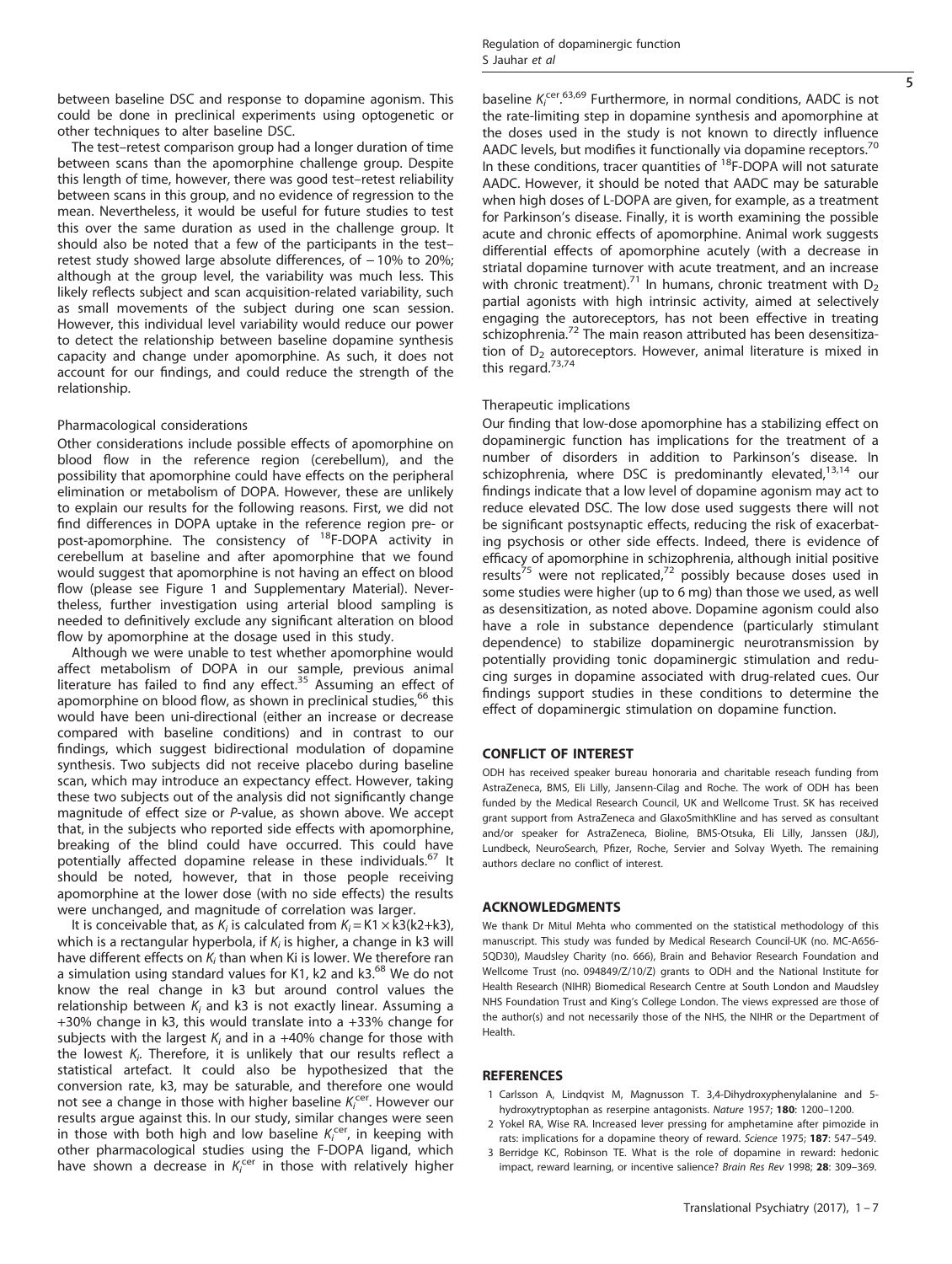between baseline DSC and response to dopamine agonism. This could be done in preclinical experiments using optogenetic or other techniques to alter baseline DSC.

The test–retest comparison group had a longer duration of time between scans than the apomorphine challenge group. Despite this length of time, however, there was good test–retest reliability between scans in this group, and no evidence of regression to the mean. Nevertheless, it would be useful for future studies to test this over the same duration as used in the challenge group. It should also be noted that a few of the participants in the test–retest study showed large absolute differences, of −10% to 20%; although at the group level, the variability was much less. This likely reflects subject and scan acquisition-related variability, such as small movements of the subject during one scan session. However, this individual level variability would reduce our power to detect the relationship between baseline dopamine synthesis capacity and change under apomorphine. As such, it does not account for our findings, and could reduce the strength of the relationship.

### Pharmacological considerations

Other considerations include possible effects of apomorphine on blood flow in the reference region (cerebellum), and the possibility that apomorphine could have effects on the peripheral elimination or metabolism of DOPA. However, these are unlikely to explain our results for the following reasons. First, we did not find differences in DOPA uptake in the reference region pre- or post-apomorphine. The consistency of $^{18}$F-DOPA activity in cerebellum at baseline and after apomorphine that we found would suggest that apomorphine is not having an effect on blood flow (please see Figure 1 and Supplementary Material). Nevertheless, further investigation using arterial blood sampling is needed to definitively exclude any significant alteration on blood flow by apomorphine at the dosage used in this study.

Although we were unable to test whether apomorphine would affect metabolism of DOPA in our sample, previous animal literature has failed to find any effect.[35] Assuming an effect of apomorphine on blood flow, as shown in preclinical studies,[66] this would have been uni-directional (either an increase or decrease compared with baseline conditions) and in contrast to our findings, which suggest bidirectional modulation of dopamine synthesis. Two subjects did not receive placebo during baseline scan, which may introduce an expectancy effect. However, taking these two subjects out of the analysis did not significantly change magnitude of effect size or *P*-value, as shown above. We accept that, in the subjects who reported side effects with apomorphine, breaking of the blind could have occurred. This could have potentially affected dopamine release in these individuals.[67] It should be noted, however, that in those people receiving apomorphine at the lower dose (with no side effects) the results were unchanged, and magnitude of correlation was larger.

It is conceivable that, as $K_i$ is calculated from $K_i = K1 \times k3(k2+k3)$, which is a rectangular hyperbola, if $K_i$ is higher, a change in k3 will have different effects on $K_i$ than when Ki is lower. We therefore ran a simulation using standard values for K1, k2 and k3.[68] We do not know the real change in k3 but around control values the relationship between $K_i$ and k3 is not exactly linear. Assuming a +30% change in k3, this would translate into a +33% change for subjects with the largest $K_i$ and in a +40% change for those with the lowest $K_i$. Therefore, it is unlikely that our results reflect a statistical artefact. It could also be hypothesized that the conversion rate, k3, may be saturable, and therefore one would not see a change in those with higher baseline $K_i^{cer}$. However our results argue against this. In our study, similar changes were seen in those with both high and low baseline $K_i^{cer}$, in keeping with other pharmacological studies using the F-DOPA ligand, which have shown a decrease in $K_i^{cer}$ in those with relatively higher baseline $K_i^{cer}$.[63,69] Furthermore, in normal conditions, AADC is not the rate-limiting step in dopamine synthesis and apomorphine at the doses used in the study is not known to directly influence AADC levels, but modifies it functionally via dopamine receptors.[70] In these conditions, tracer quantities of $^{18}$F-DOPA will not saturate AADC. However, it should be noted that AADC may be saturable when high doses of L-DOPA are given, for example, as a treatment for Parkinson's disease. Finally, it is worth examining the possible acute and chronic effects of apomorphine. Animal work suggests differential effects of apomorphine acutely (with a decrease in striatal dopamine turnover with acute treatment, and an increase with chronic treatment).[71] In humans, chronic treatment with $D_2$ partial agonists with high intrinsic activity, aimed at selectively engaging the autoreceptors, has not been effective in treating schizophrenia.[72] The main reason attributed has been desensitization of $D_2$ autoreceptors. However, animal literature is mixed in this regard.[73,74]

### Therapeutic implications

Our finding that low-dose apomorphine has a stabilizing effect on dopaminergic function has implications for the treatment of a number of disorders in addition to Parkinson's disease. In schizophrenia, where DSC is predominantly elevated,[13,14] our findings indicate that a low level of dopamine agonism may act to reduce elevated DSC. The low dose used suggests there will not be significant postsynaptic effects, reducing the risk of exacerbating psychosis or other side effects. Indeed, there is evidence of efficacy of apomorphine in schizophrenia, although initial positive results[75] were not replicated,[72] possibly because doses used in some studies were higher (up to 6 mg) than those we used, as well as desensitization, as noted above. Dopamine agonism could also have a role in substance dependence (particularly stimulant dependence) to stabilize dopaminergic neurotransmission by potentially providing tonic dopaminergic stimulation and reducing surges in dopamine associated with drug-related cues. Our findings support studies in these conditions to determine the effect of dopaminergic stimulation on dopamine function.

## CONFLICT OF INTEREST

ODH has received speaker bureau honoraria and charitable reseach funding from AstraZeneca, BMS, Eli Lilly, Jansenn-Cilag and Roche. The work of ODH has been funded by the Medical Research Council, UK and Wellcome Trust. SK has received grant support from AstraZeneca and GlaxoSmithKline and has served as consultant and/or speaker for AstraZeneca, Bioline, BMS-Otsuka, Eli Lilly, Janssen (J&J), Lundbeck, NeuroSearch, Pfizer, Roche, Servier and Solvay Wyeth. The remaining authors declare no conflict of interest.

## ACKNOWLEDGMENTS

We thank Dr Mitul Mehta who commented on the statistical methodology of this manuscript. This study was funded by Medical Research Council-UK (no. MC-A656-5QD30), Maudsley Charity (no. 666), Brain and Behavior Research Foundation and Wellcome Trust (no. 094849/Z/10/Z) grants to ODH and the National Institute for Health Research (NIHR) Biomedical Research Centre at South London and Maudsley NHS Foundation Trust and King's College London. The views expressed are those of the author(s) and not necessarily those of the NHS, the NIHR or the Department of Health.

## REFERENCES

1 Carlsson A, Lindqvist M, Magnusson T. 3,4-Dihydroxyphenylalanine and 5-hydroxytryptophan as reserpine antagonists. *Nature* 1957; **180**: 1200–1200.
2 Yokel RA, Wise RA. Increased lever pressing for amphetamine after pimozide in rats: implications for a dopamine theory of reward. *Science* 1975; **187**: 547–549.
3 Berridge KC, Robinson TE. What is the role of dopamine in reward: hedonic impact, reward learning, or incentive salience? *Brain Res Rev* 1998; **28**: 309–369.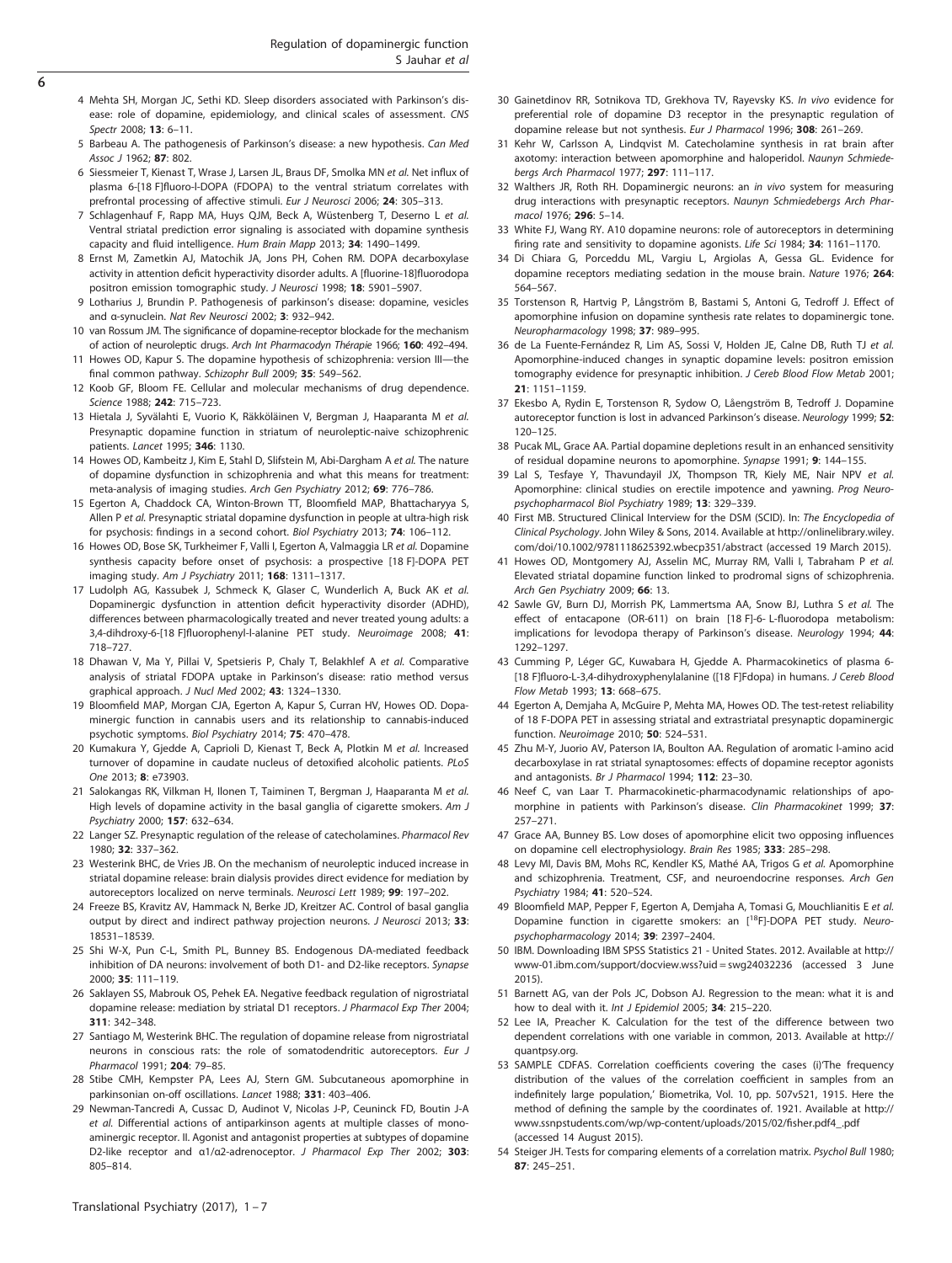4 Mehta SH, Morgan JC, Sethi KD. Sleep disorders associated with Parkinson's disease: role of dopamine, epidemiology, and clinical scales of assessment. *CNS Spectr* 2008; **13**: 6–11.

5 Barbeau A. The pathogenesis of Parkinson's disease: a new hypothesis. *Can Med Assoc J* 1962; **87**: 802.

6 Siessmeier T, Kienast T, Wrase J, Larsen JL, Braus DF, Smolka MN *et al.* Net influx of plasma 6-[18 F]fluoro-l-DOPA (FDOPA) to the ventral striatum correlates with prefrontal processing of affective stimuli. *Eur J Neurosci* 2006; **24**: 305–313.

7 Schlagenhauf F, Rapp MA, Huys QJM, Beck A, Wüstenberg T, Deserno L *et al.* Ventral striatal prediction error signaling is associated with dopamine synthesis capacity and fluid intelligence. *Hum Brain Mapp* 2013; **34**: 1490–1499.

8 Ernst M, Zametkin AJ, Matochik JA, Jons PH, Cohen RM. DOPA decarboxylase activity in attention deficit hyperactivity disorder adults. A [fluorine-18]fluorodopa positron emission tomographic study. *J Neurosci* 1998; **18**: 5901–5907.

9 Lotharius J, Brundin P. Pathogenesis of parkinson's disease: dopamine, vesicles and α-synuclein. *Nat Rev Neurosci* 2002; **3**: 932–942.

10 van Rossum JM. The significance of dopamine-receptor blockade for the mechanism of action of neuroleptic drugs. *Arch Int Pharmacodyn Thérapie* 1966; **160**: 492–494.

11 Howes OD, Kapur S. The dopamine hypothesis of schizophrenia: version III—the final common pathway. *Schizophr Bull* 2009; **35**: 549–562.

12 Koob GF, Bloom FE. Cellular and molecular mechanisms of drug dependence. *Science* 1988; **242**: 715–723.

13 Hietala J, Syvälahti E, Vuorio K, Räkköläinen V, Bergman J, Haaparanta M *et al.* Presynaptic dopamine function in striatum of neuroleptic-naive schizophrenic patients. *Lancet* 1995; **346**: 1130.

14 Howes OD, Kambeitz J, Kim E, Stahl D, Slifstein M, Abi-Dargham A *et al.* The nature of dopamine dysfunction in schizophrenia and what this means for treatment: meta-analysis of imaging studies. *Arch Gen Psychiatry* 2012; **69**: 776–786.

15 Egerton A, Chaddock CA, Winton-Brown TT, Bloomfield MAP, Bhattacharyya S, Allen P *et al.* Presynaptic striatal dopamine dysfunction in people at ultra-high risk for psychosis: findings in a second cohort. *Biol Psychiatry* 2013; **74**: 106–112.

16 Howes OD, Bose SK, Turkheimer F, Valli I, Egerton A, Valmaggia LR *et al.* Dopamine synthesis capacity before onset of psychosis: a prospective [18 F]-DOPA PET imaging study. *Am J Psychiatry* 2011; **168**: 1311–1317.

17 Ludolph AG, Kassubek J, Schmeck K, Glaser C, Wunderlich A, Buck AK *et al.* Dopaminergic dysfunction in attention deficit hyperactivity disorder (ADHD), differences between pharmacologically treated and never treated young adults: a 3,4-dihdroxy-6-[18 F]fluorophenyl-l-alanine PET study. *Neuroimage* 2008; **41**: 718–727.

18 Dhawan V, Ma Y, Pillai V, Spetsieris P, Chaly T, Belakhlef A *et al.* Comparative analysis of striatal FDOPA uptake in Parkinson's disease: ratio method versus graphical approach. *J Nucl Med* 2002; **43**: 1324–1330.

19 Bloomfield MAP, Morgan CJA, Egerton A, Kapur S, Curran HV, Howes OD. Dopaminergic function in cannabis users and its relationship to cannabis-induced psychotic symptoms. *Biol Psychiatry* 2014; **75**: 470–478.

20 Kumakura Y, Gjedde A, Caprioli D, Kienast T, Beck A, Plotkin M *et al.* Increased turnover of dopamine in caudate nucleus of detoxified alcoholic patients. *PLoS One* 2013; **8**: e73903.

21 Salokangas RK, Vilkman H, Ilonen T, Taiminen T, Bergman J, Haaparanta M *et al.* High levels of dopamine activity in the basal ganglia of cigarette smokers. *Am J Psychiatry* 2000; **157**: 632–634.

22 Langer SZ. Presynaptic regulation of the release of catecholamines. *Pharmacol Rev* 1980; **32**: 337–362.

23 Westerink BHC, de Vries JB. On the mechanism of neuroleptic induced increase in striatal dopamine release: brain dialysis provides direct evidence for mediation by autoreceptors localized on nerve terminals. *Neurosci Lett* 1989; **99**: 197–202.

24 Freeze BS, Kravitz AV, Hammack N, Berke JD, Kreitzer AC. Control of basal ganglia output by direct and indirect pathway projection neurons. *J Neurosci* 2013; **33**: 18531–18539.

25 Shi W-X, Pun C-L, Smith PL, Bunney BS. Endogenous DA-mediated feedback inhibition of DA neurons: involvement of both D1- and D2-like receptors. *Synapse* 2000; **35**: 111–119.

26 Saklayen SS, Mabrouk OS, Pehek EA. Negative feedback regulation of nigrostriatal dopamine release: mediation by striatal D1 receptors. *J Pharmacol Exp Ther* 2004; **311**: 342–348.

27 Santiago M, Westerink BHC. The regulation of dopamine release from nigrostriatal neurons in conscious rats: the role of somatodendritic autoreceptors. *Eur J Pharmacol* 1991; **204**: 79–85.

28 Stibe CMH, Kempster PA, Lees AJ, Stern GM. Subcutaneous apomorphine in parkinsonian on-off oscillations. *Lancet* 1988; **331**: 403–406.

29 Newman-Tancredi A, Cussac D, Audinot V, Nicolas J-P, Ceuninck FD, Boutin J-A *et al.* Differential actions of antiparkinson agents at multiple classes of monoaminergic receptor. II. Agonist and antagonist properties at subtypes of dopamine D2-like receptor and α1/α2-adrenoceptor. *J Pharmacol Exp Ther* 2002; **303**: 805–814.

30 Gainetdinov RR, Sotnikova TD, Grekhova TV, Rayevsky KS. *In vivo* evidence for preferential role of dopamine D3 receptor in the presynaptic regulation of dopamine release but not synthesis. *Eur J Pharmacol* 1996; **308**: 261–269.

31 Kehr W, Carlsson A, Lindqvist M. Catecholamine synthesis in rat brain after axotomy: interaction between apomorphine and haloperidol. *Naunyn Schmiedebergs Arch Pharmacol* 1977; **297**: 111–117.

32 Walthers JR, Roth RH. Dopaminergic neurons: an *in vivo* system for measuring drug interactions with presynaptic receptors. *Naunyn Schmiedebergs Arch Pharmacol* 1976; **296**: 5–14.

33 White FJ, Wang RY. A10 dopamine neurons: role of autoreceptors in determining firing rate and sensitivity to dopamine agonists. *Life Sci* 1984; **34**: 1161–1170.

34 Di Chiara G, Porceddu ML, Vargiu L, Argiolas A, Gessa GL. Evidence for dopamine receptors mediating sedation in the mouse brain. *Nature* 1976; **264**: 564–567.

35 Torstenson R, Hartvig P, Långström B, Bastami S, Antoni G, Tedroff J. Effect of apomorphine infusion on dopamine synthesis rate relates to dopaminergic tone. *Neuropharmacology* 1998; **37**: 989–995.

36 de La Fuente-Fernández R, Lim AS, Sossi V, Holden JE, Calne DB, Ruth TJ *et al.* Apomorphine-induced changes in synaptic dopamine levels: positron emission tomography evidence for presynaptic inhibition. *J Cereb Blood Flow Metab* 2001; **21**: 1151–1159.

37 Ekesbo A, Rydin E, Torstenson R, Sydow O, Låengström B, Tedroff J. Dopamine autoreceptor function is lost in advanced Parkinson's disease. *Neurology* 1999; **52**: 120–125.

38 Pucak ML, Grace AA. Partial dopamine depletions result in an enhanced sensitivity of residual dopamine neurons to apomorphine. *Synapse* 1991; **9**: 144–155.

39 Lal S, Tesfaye Y, Thavundayil JX, Thompson TR, Kiely ME, Nair NPV *et al.* Apomorphine: clinical studies on erectile impotence and yawning. *Prog Neuropsychopharmacol Biol Psychiatry* 1989; **13**: 329–339.

40 First MB. Structured Clinical Interview for the DSM (SCID). In: *The Encyclopedia of Clinical Psychology*. John Wiley & Sons, 2014. Available at http://onlinelibrary.wiley.com/doi/10.1002/9781118625392.wbecp351/abstract (accessed 19 March 2015).

41 Howes OD, Montgomery AJ, Asselin MC, Murray RM, Valli I, Tabraham P *et al.* Elevated striatal dopamine function linked to prodromal signs of schizophrenia. *Arch Gen Psychiatry* 2009; **66**: 13.

42 Sawle GV, Burn DJ, Morrish PK, Lammertsma AA, Snow BJ, Luthra S *et al.* The effect of entacapone (OR-611) on brain [18 F]-6- L-fluorodopa metabolism: implications for levodopa therapy of Parkinson's disease. *Neurology* 1994; **44**: 1292–1297.

43 Cumming P, Léger GC, Kuwabara H, Gjedde A. Pharmacokinetics of plasma 6-[18 F]fluoro-L-3,4-dihydroxyphenylalanine ([18 F]Fdopa) in humans. *J Cereb Blood Flow Metab* 1993; **13**: 668–675.

44 Egerton A, Demjaha A, McGuire P, Mehta MA, Howes OD. The test-retest reliability of 18 F-DOPA PET in assessing striatal and extrastriatal presynaptic dopaminergic function. *Neuroimage* 2010; **50**: 524–531.

45 Zhu M-Y, Juorio AV, Paterson IA, Boulton AA. Regulation of aromatic l-amino acid decarboxylase in rat striatal synaptosomes: effects of dopamine receptor agonists and antagonists. *Br J Pharmacol* 1994; **112**: 23–30.

46 Neef C, van Laar T. Pharmacokinetic-pharmacodynamic relationships of apomorphine in patients with Parkinson's disease. *Clin Pharmacokinet* 1999; **37**: 257–271.

47 Grace AA, Bunney BS. Low doses of apomorphine elicit two opposing influences on dopamine cell electrophysiology. *Brain Res* 1985; **333**: 285–298.

48 Levy MI, Davis BM, Mohs RC, Kendler KS, Mathé AA, Trigos G *et al.* Apomorphine and schizophrenia. Treatment, CSF, and neuroendocrine responses. *Arch Gen Psychiatry* 1984; **41**: 520–524.

49 Bloomfield MAP, Pepper F, Egerton A, Demjaha A, Tomasi G, Mouchlianitis E *et al.* Dopamine function in cigarette smokers: an [$^{18}$F]-DOPA PET study. *Neuropsychopharmacology* 2014; **39**: 2397–2404.

50 IBM. Downloading IBM SPSS Statistics 21 - United States. 2012. Available at http://www-01.ibm.com/support/docview.wss?uid=swg24032236 (accessed 3 June 2015).

51 Barnett AG, van der Pols JC, Dobson AJ. Regression to the mean: what it is and how to deal with it. *Int J Epidemiol* 2005; **34**: 215–220.

52 Lee IA, Preacher K. Calculation for the test of the difference between two dependent correlations with one variable in common, 2013. Available at http://quantpsy.org.

53 SAMPLE CDFAS. Correlation coefficients covering the cases (i)'The frequency distribution of the values of the correlation coefficient in samples from an indefinitely large population,' Biometrika, Vol. 10, pp. 507v521, 1915. Here the method of defining the sample by the coordinates of. 1921. Available at http://www.ssnpstudents.com/wp/wp-content/uploads/2015/02/fisher.pdf4_.pdf (accessed 14 August 2015).

54 Steiger JH. Tests for comparing elements of a correlation matrix. *Psychol Bull* 1980; **87**: 245–251.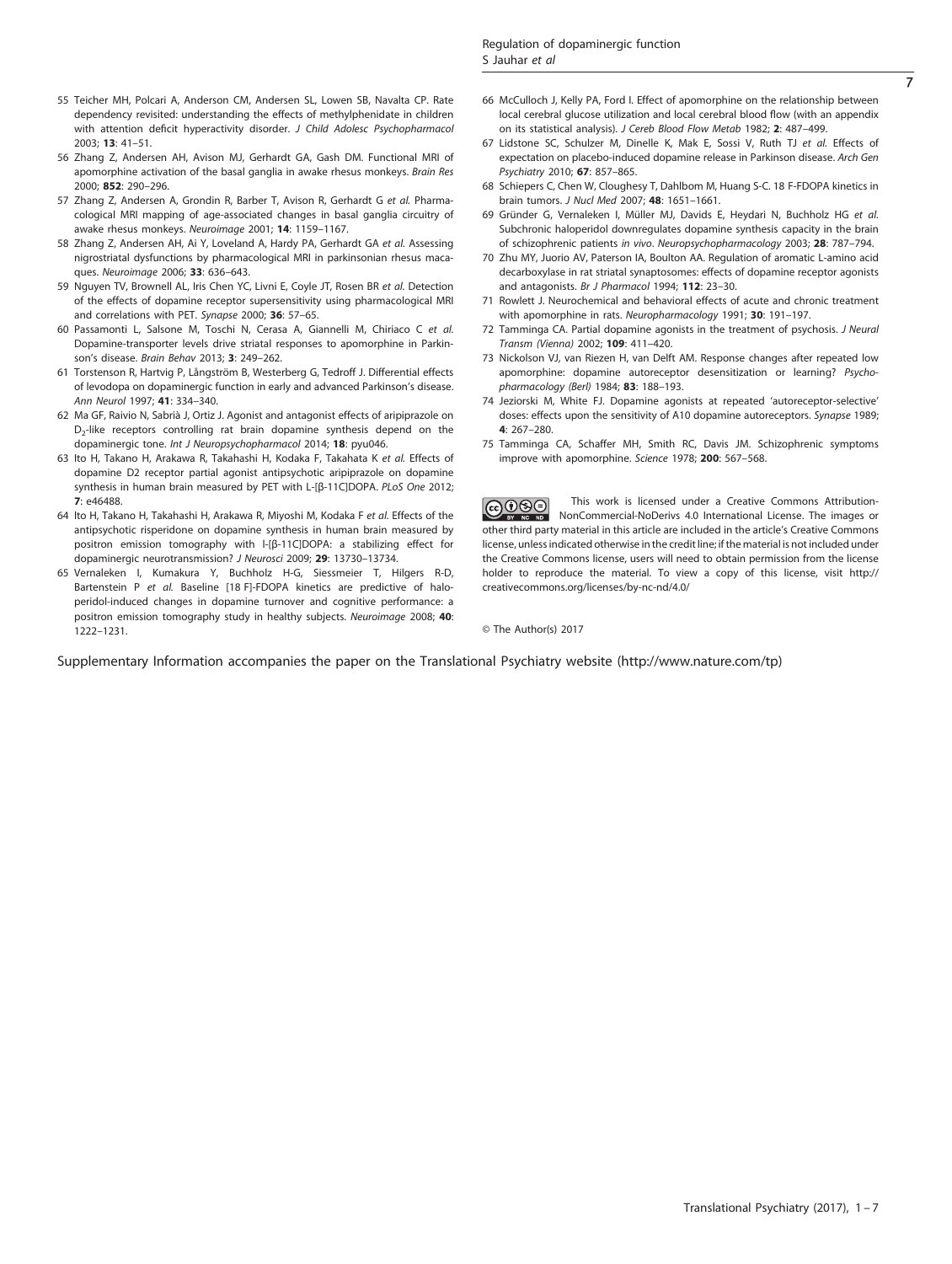55 Teicher MH, Polcari A, Anderson CM, Andersen SL, Lowen SB, Navalta CP. Rate dependency revisited: understanding the effects of methylphenidate in children with attention deficit hyperactivity disorder. *J Child Adolesc Psychopharmacol* 2003; **13**: 41–51.

56 Zhang Z, Andersen AH, Avison MJ, Gerhardt GA, Gash DM. Functional MRI of apomorphine activation of the basal ganglia in awake rhesus monkeys. *Brain Res* 2000; **852**: 290–296.

57 Zhang Z, Andersen A, Grondin R, Barber T, Avison R, Gerhardt G *et al.* Pharmacological MRI mapping of age-associated changes in basal ganglia circuitry of awake rhesus monkeys. *Neuroimage* 2001; **14**: 1159–1167.

58 Zhang Z, Andersen AH, Ai Y, Loveland A, Hardy PA, Gerhardt GA *et al.* Assessing nigrostriatal dysfunctions by pharmacological MRI in parkinsonian rhesus macaques. *Neuroimage* 2006; **33**: 636–643.

59 Nguyen TV, Brownell AL, Iris Chen YC, Livni E, Coyle JT, Rosen BR *et al.* Detection of the effects of dopamine receptor supersensitivity using pharmacological MRI and correlations with PET. *Synapse* 2000; **36**: 57–65.

60 Passamonti L, Salsone M, Toschi N, Cerasa A, Giannelli M, Chiriaco C *et al.* Dopamine-transporter levels drive striatal responses to apomorphine in Parkinson's disease. *Brain Behav* 2013; **3**: 249–262.

61 Torstenson R, Hartvig P, Långström B, Westerberg G, Tedroff J. Differential effects of levodopa on dopaminergic function in early and advanced Parkinson's disease. *Ann Neurol* 1997; **41**: 334–340.

62 Ma GF, Raivio N, Sabrià J, Ortiz J. Agonist and antagonist effects of aripiprazole on $D_2$-like receptors controlling rat brain dopamine synthesis depend on the dopaminergic tone. *Int J Neuropsychopharmacol* 2014; **18**: pyu046.

63 Ito H, Takano H, Arakawa R, Takahashi H, Kodaka F, Takahata K *et al.* Effects of dopamine D2 receptor partial agonist antipsychotic aripiprazole on dopamine synthesis in human brain measured by PET with L-[β-11C]DOPA. *PLoS One* 2012; **7**: e46488.

64 Ito H, Takano H, Takahashi H, Arakawa R, Miyoshi M, Kodaka F *et al.* Effects of the antipsychotic risperidone on dopamine synthesis in human brain measured by positron emission tomography with l-[β-11C]DOPA: a stabilizing effect for dopaminergic neurotransmission? *J Neurosci* 2009; **29**: 13730–13734.

65 Vernaleken I, Kumakura Y, Buchholz H-G, Siessmeier T, Hilgers R-D, Bartenstein P *et al.* Baseline [18 F]-FDOPA kinetics are predictive of haloperidol-induced changes in dopamine turnover and cognitive performance: a positron emission tomography study in healthy subjects. *Neuroimage* 2008; **40**: 1222–1231.

66 McCulloch J, Kelly PA, Ford I. Effect of apomorphine on the relationship between local cerebral glucose utilization and local cerebral blood flow (with an appendix on its statistical analysis). *J Cereb Blood Flow Metab* 1982; **2**: 487–499.

67 Lidstone SC, Schulzer M, Dinelle K, Mak E, Sossi V, Ruth TJ *et al.* Effects of expectation on placebo-induced dopamine release in Parkinson disease. *Arch Gen Psychiatry* 2010; **67**: 857–865.

68 Schiepers C, Chen W, Cloughesy T, Dahlbom M, Huang S-C. 18 F-FDOPA kinetics in brain tumors. *J Nucl Med* 2007; **48**: 1651–1661.

69 Gründer G, Vernaleken I, Müller MJ, Davids E, Heydari N, Buchholz HG *et al.* Subchronic haloperidol downregulates dopamine synthesis capacity in the brain of schizophrenic patients *in vivo*. *Neuropsychopharmacology* 2003; **28**: 787–794.

70 Zhu MY, Juorio AV, Paterson IA, Boulton AA. Regulation of aromatic L-amino acid decarboxylase in rat striatal synaptosomes: effects of dopamine receptor agonists and antagonists. *Br J Pharmacol* 1994; **112**: 23–30.

71 Rowlett J. Neurochemical and behavioral effects of acute and chronic treatment with apomorphine in rats. *Neuropharmacology* 1991; **30**: 191–197.

72 Tamminga CA. Partial dopamine agonists in the treatment of psychosis. *J Neural Transm (Vienna)* 2002; **109**: 411–420.

73 Nickolson VJ, van Riezen H, van Delft AM. Response changes after repeated low apomorphine: dopamine autoreceptor desensitization or learning? *Psychopharmacology (Berl)* 1984; **83**: 188–193.

74 Jeziorski M, White FJ. Dopamine agonists at repeated 'autoreceptor-selective' doses: effects upon the sensitivity of A10 dopamine autoreceptors. *Synapse* 1989; **4**: 267–280.

75 Tamminga CA, Schaffer MH, Smith RC, Davis JM. Schizophrenic symptoms improve with apomorphine. *Science* 1978; **200**: 567–568.

This work is licensed under a Creative Commons Attribution-NonCommercial-NoDerivs 4.0 International License. The images or other third party material in this article are included in the article's Creative Commons license, unless indicated otherwise in the credit line; if the material is not included under the Creative Commons license, users will need to obtain permission from the license holder to reproduce the material. To view a copy of this license, visit http://creativecommons.org/licenses/by-nc-nd/4.0/

© The Author(s) 2017

Supplementary Information accompanies the paper on the Translational Psychiatry website (http://www.nature.com/tp)